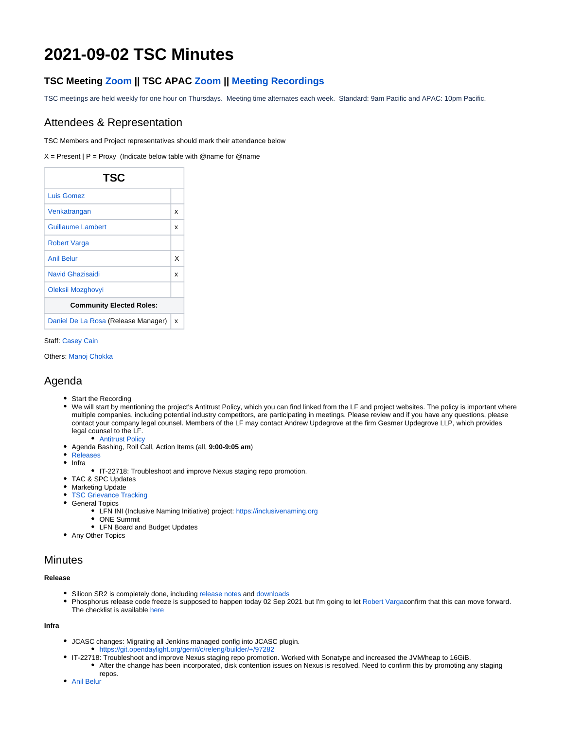# 2021-09-02 TSC Minutes

### TSC Meeting Zoom || TSC APAC Zoom || Meeting Recordings

TSC meetings are held weekly for one hour on Thursdays. Meeting time alternates each week. Standard: 9am Pacific and APAC: 10pm Pacific.

## Attendees & Representation

TSC Members and Project representatives should mark their attendance below

X = Present | P = Proxy (Indicate below table with @name for @name

| TSC | |
|---|---|
| Luis Gomez | |
| Venkatrangan | x |
| Guillaume Lambert | x |
| Robert Varga | |
| Anil Belur | X |
| Navid Ghazisaidi | x |
| Oleksii Mozghovyi | |
| **Community Elected Roles:** | |
| Daniel De La Rosa (Release Manager) | x |

Staff: Casey Cain

Others: Manoj Chokka

## Agenda

- Start the Recording
- We will start by mentioning the project's Antitrust Policy, which you can find linked from the LF and project websites. The policy is important where multiple companies, including potential industry competitors, are participating in meetings. Please review and if you have any questions, please contact your company legal counsel. Members of the LF may contact Andrew Updegrove at the firm Gesmer Updegrove LLP, which provides legal counsel to the LF.
    - Antitrust Policy
- Agenda Bashing, Roll Call, Action Items (all, **9:00-9:05 am**)
- Releases
- Infra
    - IT-22718: Troubleshoot and improve Nexus staging repo promotion.
- TAC & SPC Updates
- Marketing Update
- TSC Grievance Tracking
- General Topics
    - LFN INI (Inclusive Naming Initiative) project: https://inclusivenaming.org
    - ONE Summit
    - LFN Board and Budget Updates
- Any Other Topics

## Minutes

**Release**

- Silicon SR2 is completely done, including release notes and downloads
- Phosphorus release code freeze is supposed to happen today 02 Sep 2021 but I'm going to let Robert Vargaconfirm that this can move forward. The checklist is available here

**Infra**

- JCASC changes: Migrating all Jenkins managed config into JCASC plugin.
    - https://git.opendaylight.org/gerrit/c/releng/builder/+/97282
- IT-22718: Troubleshoot and improve Nexus staging repo promotion. Worked with Sonatype and increased the JVM/heap to 16GiB.
    - After the change has been incorporated, disk contention issues on Nexus is resolved. Need to confirm this by promoting any staging repos.
- Anil Belur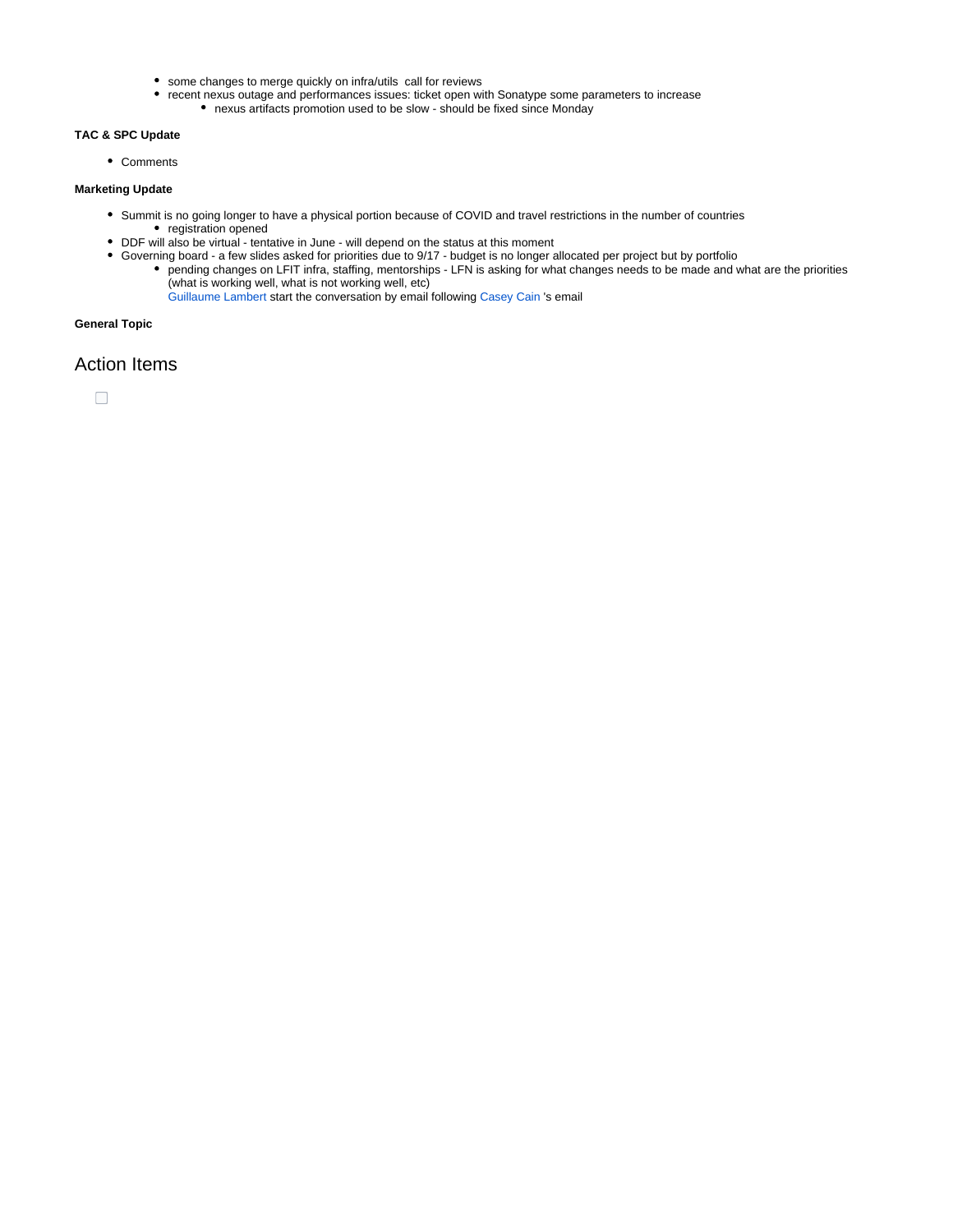- some changes to merge quickly on infra/utils  call for reviews
- recent nexus outage and performances issues: ticket open with Sonatype some parameters to increase
    - nexus artifacts promotion used to be slow - should be fixed since Monday

**TAC & SPC Update**

- Comments

**Marketing Update**

- Summit is no going longer to have a physical portion because of COVID and travel restrictions in the number of countries
    - registration opened
- DDF will also be virtual - tentative in June - will depend on the status at this moment
- Governing board - a few slides asked for priorities due to 9/17 - budget is no longer allocated per project but by portfolio
    - pending changes on LFIT infra, staffing, mentorships - LFN is asking for what changes needs to be made and what are the priorities (what is working well, what is not working well, etc)
      Guillaume Lambert start the conversation by email following Casey Cain 's email

**General Topic**

## Action Items

- [ ]